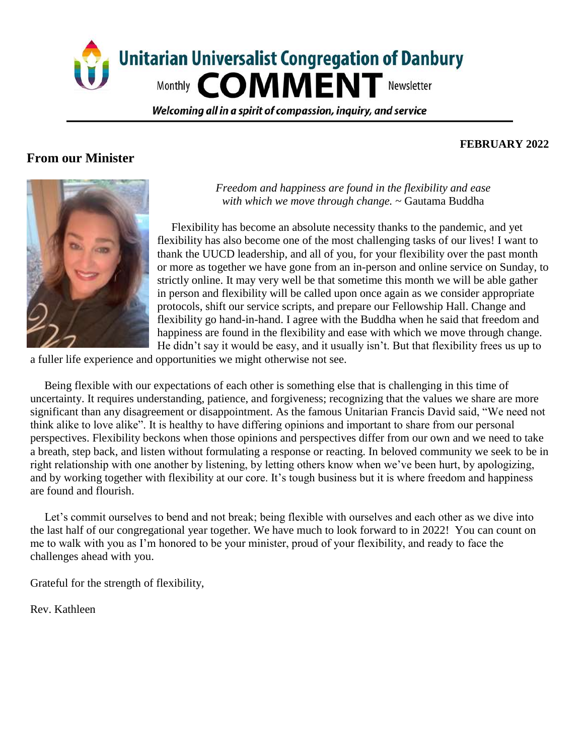# Unitarian Universalist Congregation of Danbury

Monthly **COMMENT** Newsletter

***Welcoming all in a spirit of compassion, inquiry, and service***

**FEBRUARY 2022**

## From our Minister

*Freedom and happiness are found in the flexibility and ease with which we move through change.* ~ Gautama Buddha

Flexibility has become an absolute necessity thanks to the pandemic, and yet flexibility has also become one of the most challenging tasks of our lives! I want to thank the UUCD leadership, and all of you, for your flexibility over the past month or more as together we have gone from an in-person and online service on Sunday, to strictly online. It may very well be that sometime this month we will be able gather in person and flexibility will be called upon once again as we consider appropriate protocols, shift our service scripts, and prepare our Fellowship Hall. Change and flexibility go hand-in-hand. I agree with the Buddha when he said that freedom and happiness are found in the flexibility and ease with which we move through change. He didn't say it would be easy, and it usually isn't. But that flexibility frees us up to a fuller life experience and opportunities we might otherwise not see.

Being flexible with our expectations of each other is something else that is challenging in this time of uncertainty. It requires understanding, patience, and forgiveness; recognizing that the values we share are more significant than any disagreement or disappointment. As the famous Unitarian Francis Davìd said, "We need not think alike to love alike". It is healthy to have differing opinions and important to share from our personal perspectives. Flexibility beckons when those opinions and perspectives differ from our own and we need to take a breath, step back, and listen without formulating a response or reacting. In beloved community we seek to be in right relationship with one another by listening, by letting others know when we've been hurt, by apologizing, and by working together with flexibility at our core. It's tough business but it is where freedom and happiness are found and flourish.

Let's commit ourselves to bend and not break; being flexible with ourselves and each other as we dive into the last half of our congregational year together. We have much to look forward to in 2022! You can count on me to walk with you as I'm honored to be your minister, proud of your flexibility, and ready to face the challenges ahead with you.

Grateful for the strength of flexibility,

Rev. Kathleen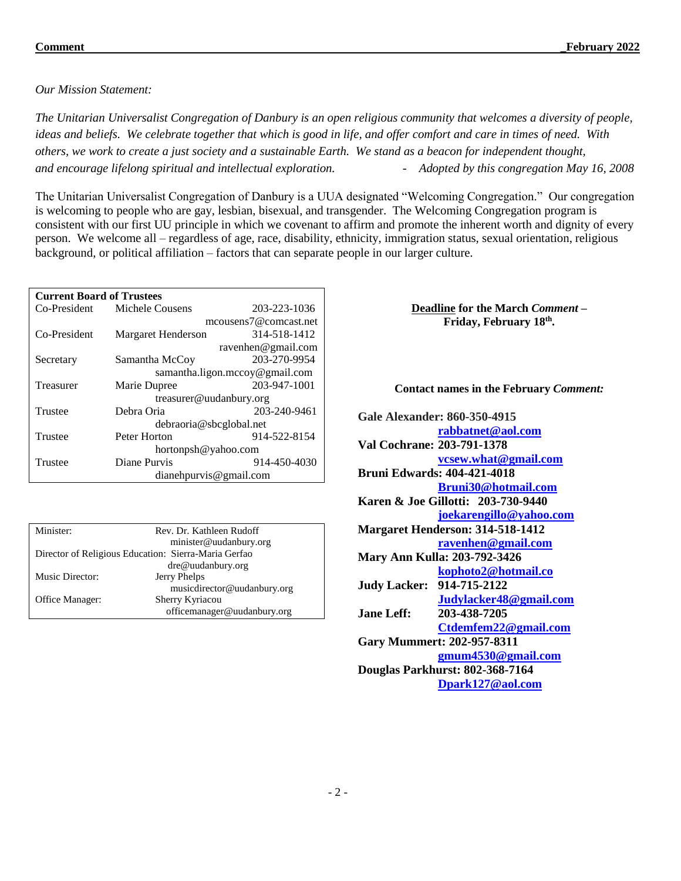*Our Mission Statement:*

*The Unitarian Universalist Congregation of Danbury is an open religious community that welcomes a diversity of people, ideas and beliefs. We celebrate together that which is good in life, and offer comfort and care in times of need. With others, we work to create a just society and a sustainable Earth. We stand as a beacon for independent thought, and encourage lifelong spiritual and intellectual exploration.* - *Adopted by this congregation May 16, 2008*

The Unitarian Universalist Congregation of Danbury is a UUA designated "Welcoming Congregation." Our congregation is welcoming to people who are gay, lesbian, bisexual, and transgender. The Welcoming Congregation program is consistent with our first UU principle in which we covenant to affirm and promote the inherent worth and dignity of every person. We welcome all – regardless of age, race, disability, ethnicity, immigration status, sexual orientation, religious background, or political affiliation – factors that can separate people in our larger culture.

| **Current Board of Trustees** | | |
|---|---|---|
| Co-President | Michele Cousens | 203-223-1036 |
| | | mcousens7@comcast.net |
| Co-President | Margaret Henderson | 314-518-1412 |
| | | ravenhen@gmail.com |
| Secretary | Samantha McCoy | 203-270-9954 |
| | samantha.ligon.mccoy@gmail.com | |
| Treasurer | Marie Dupree | 203-947-1001 |
| | treasurer@uudanbury.org | |
| Trustee | Debra Oria | 203-240-9461 |
| | debraoria@sbcglobal.net | |
| Trustee | Peter Horton | 914-522-8154 |
| | hortonpsh@yahoo.com | |
| Trustee | Diane Purvis | 914-450-4030 |
| | dianehpurvis@gmail.com | |

| Role | Name / Email |
|---|---|
| Minister: | Rev. Dr. Kathleen Rudoff |
| | minister@uudanbury.org |
| Director of Religious Education: | Sierra-Maria Gerfao |
| | dre@uudanbury.org |
| Music Director: | Jerry Phelps |
| | musicdirector@uudanbury.org |
| Office Manager: | Sherry Kyriacou |
| | officemanager@uudanbury.org |

**Deadline for the March *Comment* – Friday, February 18th.**

**Contact names in the February *Comment:***

**Gale Alexander: 860-350-4915**
**rabbatnet@aol.com**
**Val Cochrane: 203-791-1378**
**vcsew.what@gmail.com**
**Bruni Edwards: 404-421-4018**
**Bruni30@hotmail.com**
**Karen & Joe Gillotti: 203-730-9440**
**joekarengillo@yahoo.com**
**Margaret Henderson: 314-518-1412**
**ravenhen@gmail.com**
**Mary Ann Kulla: 203-792-3426**
**kophoto2@hotmail.co**
**Judy Lacker: 914-715-2122**
**Judylacker48@gmail.com**
**Jane Leff: 203-438-7205**
**Ctdemfem22@gmail.com**
**Gary Mummert: 202-957-8311**
**gmum4530@gmail.com**
**Douglas Parkhurst: 802-368-7164**
**Dpark127@aol.com**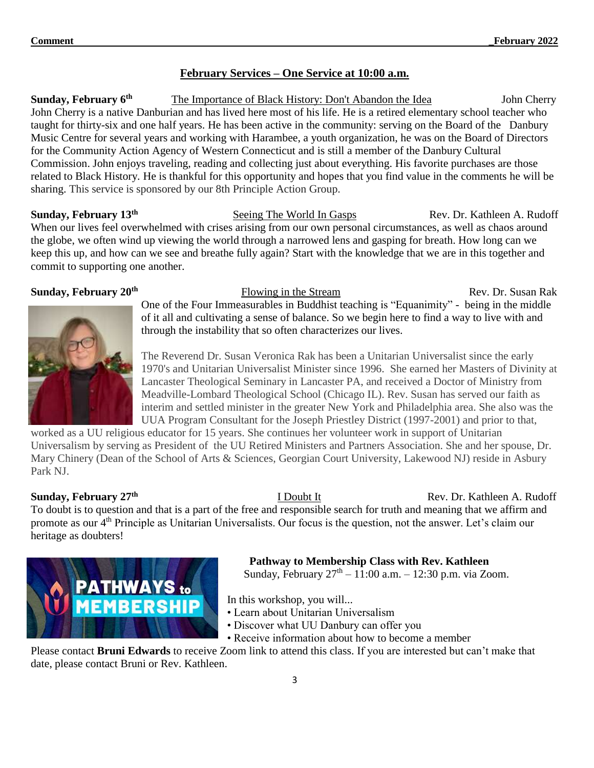## February Services – One Service at 10:00 a.m.

**Sunday, February 6th** — The Importance of Black History: Don't Abandon the Idea — John Cherry

John Cherry is a native Danburian and has lived here most of his life. He is a retired elementary school teacher who taught for thirty-six and one half years. He has been active in the community: serving on the Board of the Danbury Music Centre for several years and working with Harambee, a youth organization, he was on the Board of Directors for the Community Action Agency of Western Connecticut and is still a member of the Danbury Cultural Commission. John enjoys traveling, reading and collecting just about everything. His favorite purchases are those related to Black History. He is thankful for this opportunity and hopes that you find value in the comments he will be sharing. This service is sponsored by our 8th Principle Action Group.

**Sunday, February 13th** — Seeing The World In Gasps — Rev. Dr. Kathleen A. Rudoff

When our lives feel overwhelmed with crises arising from our own personal circumstances, as well as chaos around the globe, we often wind up viewing the world through a narrowed lens and gasping for breath. How long can we keep this up, and how can we see and breathe fully again? Start with the knowledge that we are in this together and commit to supporting one another.

**Sunday, February 20th** — Flowing in the Stream — Rev. Dr. Susan Rak

One of the Four Immeasurables in Buddhist teaching is "Equanimity" - being in the middle of it all and cultivating a sense of balance. So we begin here to find a way to live with and through the instability that so often characterizes our lives.

The Reverend Dr. Susan Veronica Rak has been a Unitarian Universalist since the early 1970's and Unitarian Universalist Minister since 1996. She earned her Masters of Divinity at Lancaster Theological Seminary in Lancaster PA, and received a Doctor of Ministry from Meadville-Lombard Theological School (Chicago IL). Rev. Susan has served our faith as interim and settled minister in the greater New York and Philadelphia area. She also was the UUA Program Consultant for the Joseph Priestley District (1997-2001) and prior to that, worked as a UU religious educator for 15 years. She continues her volunteer work in support of Unitarian Universalism by serving as President of the UU Retired Ministers and Partners Association. She and her spouse, Dr. Mary Chinery (Dean of the School of Arts & Sciences, Georgian Court University, Lakewood NJ) reside in Asbury Park NJ.

**Sunday, February 27th** — I Doubt It — Rev. Dr. Kathleen A. Rudoff

To doubt is to question and that is a part of the free and responsible search for truth and meaning that we affirm and promote as our 4th Principle as Unitarian Universalists. Our focus is the question, not the answer. Let's claim our heritage as doubters!

**Pathway to Membership Class with Rev. Kathleen**

Sunday, February 27th – 11:00 a.m. – 12:30 p.m. via Zoom.

In this workshop, you will...

- Learn about Unitarian Universalism
- Discover what UU Danbury can offer you
- Receive information about how to become a member

Please contact **Bruni Edwards** to receive Zoom link to attend this class. If you are interested but can't make that date, please contact Bruni or Rev. Kathleen.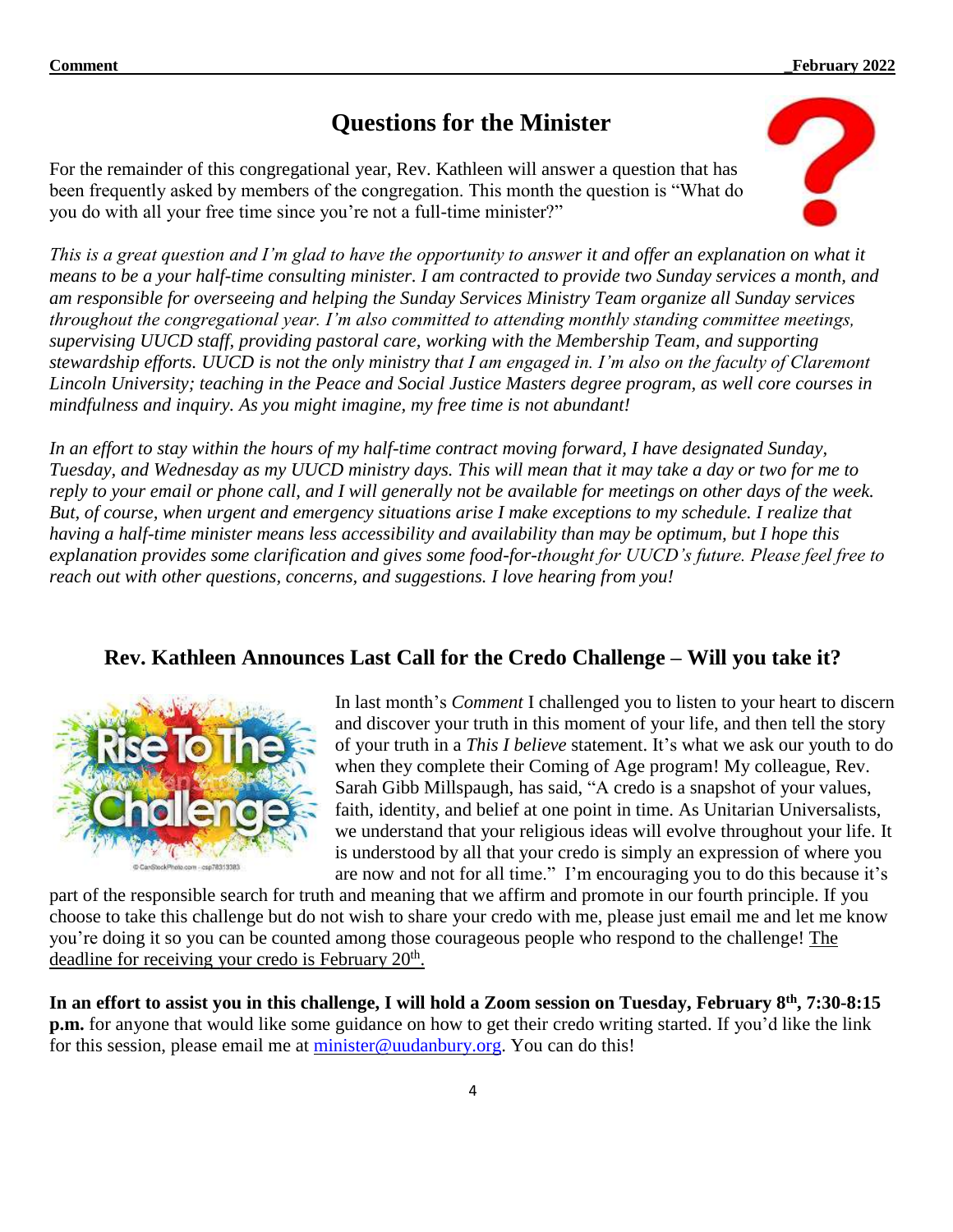## Questions for the Minister

For the remainder of this congregational year, Rev. Kathleen will answer a question that has been frequently asked by members of the congregation. This month the question is "What do you do with all your free time since you're not a full-time minister?"

*This is a great question and I'm glad to have the opportunity to answer it and offer an explanation on what it means to be a your half-time consulting minister. I am contracted to provide two Sunday services a month, and am responsible for overseeing and helping the Sunday Services Ministry Team organize all Sunday services throughout the congregational year. I'm also committed to attending monthly standing committee meetings, supervising UUCD staff, providing pastoral care, working with the Membership Team, and supporting stewardship efforts. UUCD is not the only ministry that I am engaged in. I'm also on the faculty of Claremont Lincoln University; teaching in the Peace and Social Justice Masters degree program, as well core courses in mindfulness and inquiry. As you might imagine, my free time is not abundant!*

*In an effort to stay within the hours of my half-time contract moving forward, I have designated Sunday, Tuesday, and Wednesday as my UUCD ministry days. This will mean that it may take a day or two for me to reply to your email or phone call, and I will generally not be available for meetings on other days of the week. But, of course, when urgent and emergency situations arise I make exceptions to my schedule. I realize that having a half-time minister means less accessibility and availability than may be optimum, but I hope this explanation provides some clarification and gives some food-for-thought for UUCD's future. Please feel free to reach out with other questions, concerns, and suggestions. I love hearing from you!*

## Rev. Kathleen Announces Last Call for the Credo Challenge – Will you take it?

In last month's *Comment* I challenged you to listen to your heart to discern and discover your truth in this moment of your life, and then tell the story of your truth in a *This I believe* statement. It's what we ask our youth to do when they complete their Coming of Age program! My colleague, Rev. Sarah Gibb Millspaugh, has said, "A credo is a snapshot of your values, faith, identity, and belief at one point in time. As Unitarian Universalists, we understand that your religious ideas will evolve throughout your life. It is understood by all that your credo is simply an expression of where you are now and not for all time." I'm encouraging you to do this because it's part of the responsible search for truth and meaning that we affirm and promote in our fourth principle. If you choose to take this challenge but do not wish to share your credo with me, please just email me and let me know you're doing it so you can be counted among those courageous people who respond to the challenge! The deadline for receiving your credo is February 20th.

**In an effort to assist you in this challenge, I will hold a Zoom session on Tuesday, February 8th, 7:30-8:15 p.m.** for anyone that would like some guidance on how to get their credo writing started. If you'd like the link for this session, please email me at minister@uudanbury.org. You can do this!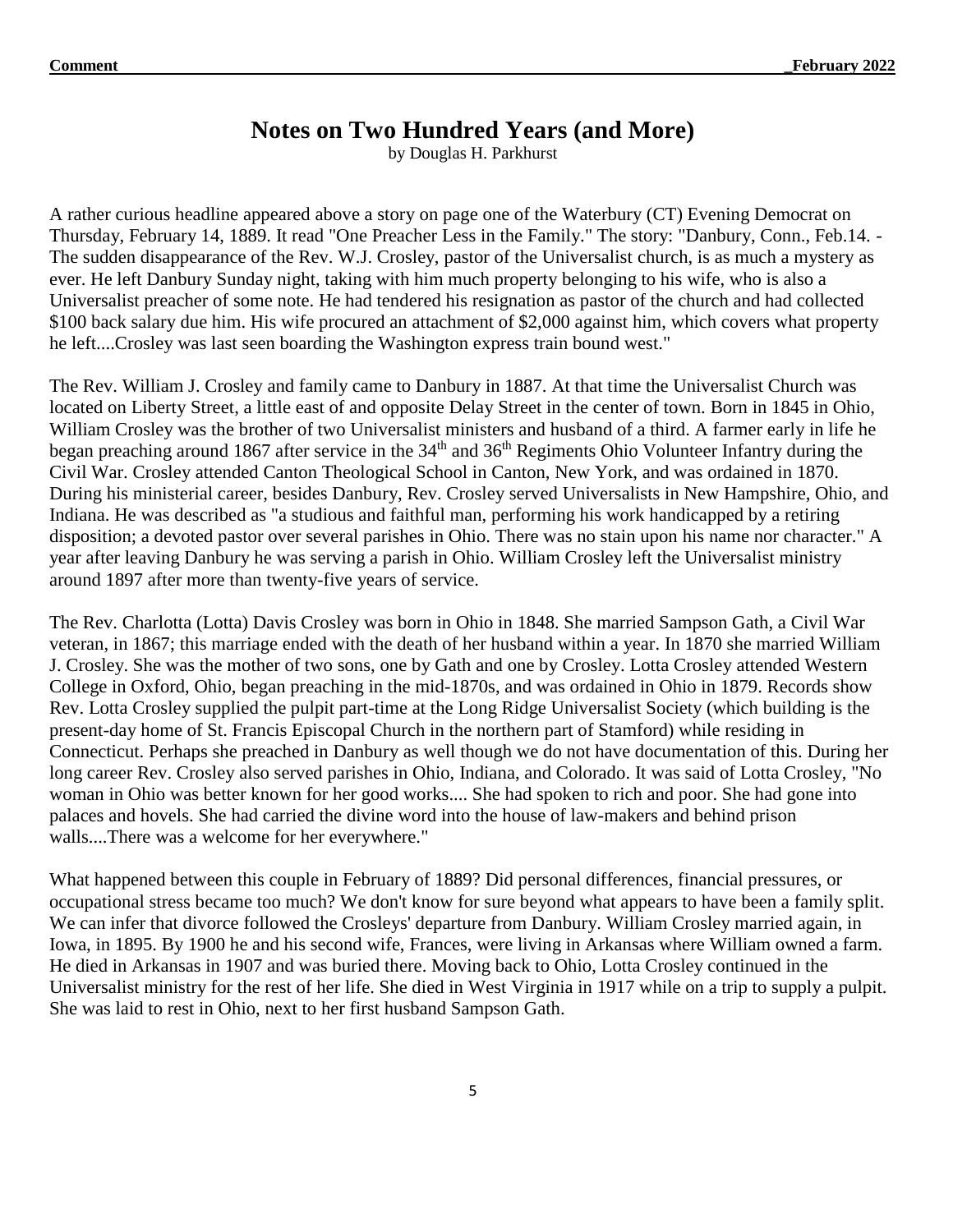# Notes on Two Hundred Years (and More)

by Douglas H. Parkhurst

A rather curious headline appeared above a story on page one of the Waterbury (CT) Evening Democrat on Thursday, February 14, 1889. It read "One Preacher Less in the Family." The story: "Danbury, Conn., Feb.14. - The sudden disappearance of the Rev. W.J. Crosley, pastor of the Universalist church, is as much a mystery as ever. He left Danbury Sunday night, taking with him much property belonging to his wife, who is also a Universalist preacher of some note. He had tendered his resignation as pastor of the church and had collected $100 back salary due him. His wife procured an attachment of $2,000 against him, which covers what property he left....Crosley was last seen boarding the Washington express train bound west."

The Rev. William J. Crosley and family came to Danbury in 1887. At that time the Universalist Church was located on Liberty Street, a little east of and opposite Delay Street in the center of town. Born in 1845 in Ohio, William Crosley was the brother of two Universalist ministers and husband of a third. A farmer early in life he began preaching around 1867 after service in the 34th and 36th Regiments Ohio Volunteer Infantry during the Civil War. Crosley attended Canton Theological School in Canton, New York, and was ordained in 1870. During his ministerial career, besides Danbury, Rev. Crosley served Universalists in New Hampshire, Ohio, and Indiana. He was described as "a studious and faithful man, performing his work handicapped by a retiring disposition; a devoted pastor over several parishes in Ohio. There was no stain upon his name nor character." A year after leaving Danbury he was serving a parish in Ohio. William Crosley left the Universalist ministry around 1897 after more than twenty-five years of service.

The Rev. Charlotta (Lotta) Davis Crosley was born in Ohio in 1848. She married Sampson Gath, a Civil War veteran, in 1867; this marriage ended with the death of her husband within a year. In 1870 she married William J. Crosley. She was the mother of two sons, one by Gath and one by Crosley. Lotta Crosley attended Western College in Oxford, Ohio, began preaching in the mid-1870s, and was ordained in Ohio in 1879. Records show Rev. Lotta Crosley supplied the pulpit part-time at the Long Ridge Universalist Society (which building is the present-day home of St. Francis Episcopal Church in the northern part of Stamford) while residing in Connecticut. Perhaps she preached in Danbury as well though we do not have documentation of this. During her long career Rev. Crosley also served parishes in Ohio, Indiana, and Colorado. It was said of Lotta Crosley, "No woman in Ohio was better known for her good works.... She had spoken to rich and poor. She had gone into palaces and hovels. She had carried the divine word into the house of law-makers and behind prison walls....There was a welcome for her everywhere."

What happened between this couple in February of 1889? Did personal differences, financial pressures, or occupational stress became too much? We don't know for sure beyond what appears to have been a family split. We can infer that divorce followed the Crosleys' departure from Danbury. William Crosley married again, in Iowa, in 1895. By 1900 he and his second wife, Frances, were living in Arkansas where William owned a farm. He died in Arkansas in 1907 and was buried there. Moving back to Ohio, Lotta Crosley continued in the Universalist ministry for the rest of her life. She died in West Virginia in 1917 while on a trip to supply a pulpit. She was laid to rest in Ohio, next to her first husband Sampson Gath.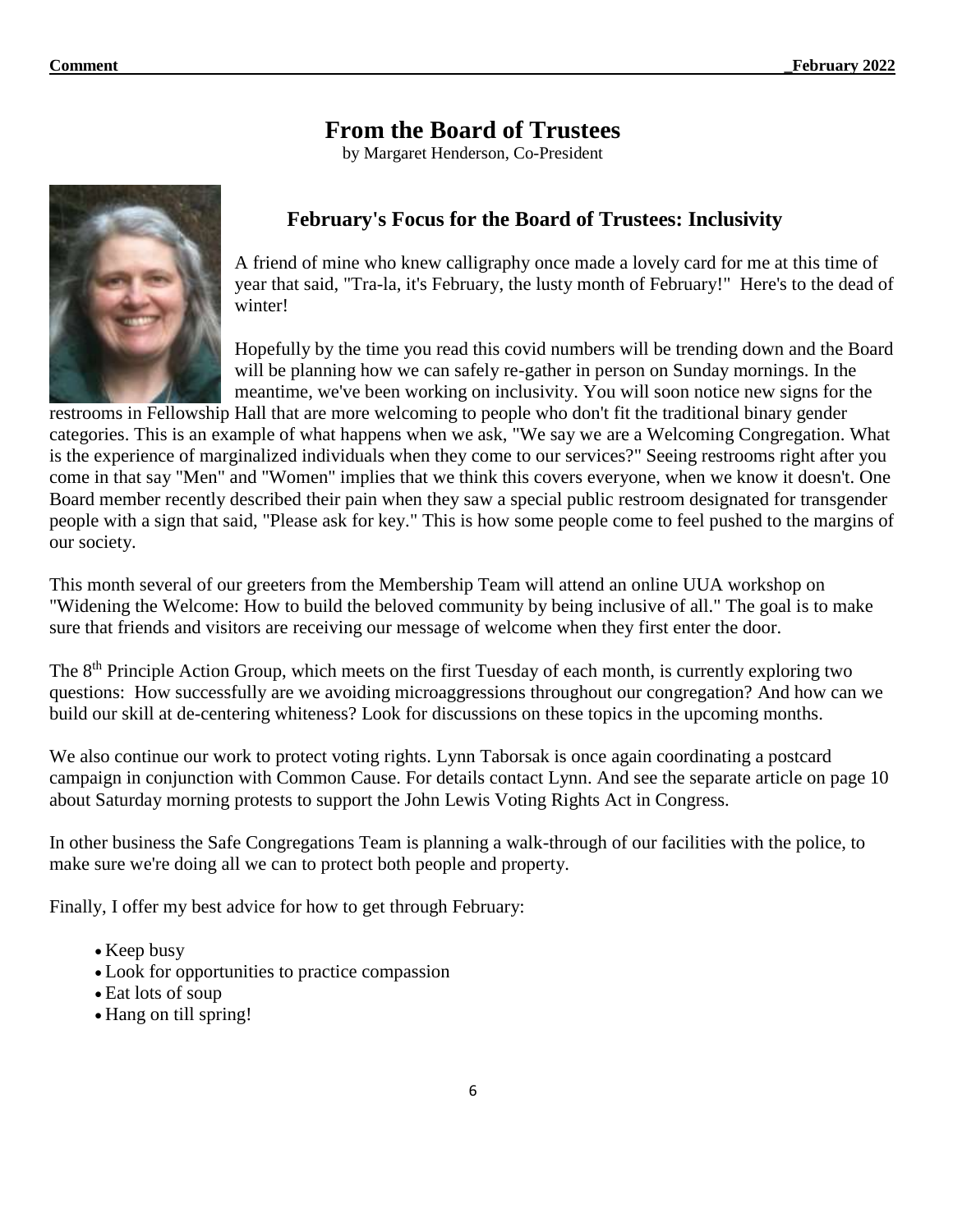# From the Board of Trustees

by Margaret Henderson, Co-President

## February's Focus for the Board of Trustees: Inclusivity

A friend of mine who knew calligraphy once made a lovely card for me at this time of year that said, "Tra-la, it's February, the lusty month of February!" Here's to the dead of winter!

Hopefully by the time you read this covid numbers will be trending down and the Board will be planning how we can safely re-gather in person on Sunday mornings. In the meantime, we've been working on inclusivity. You will soon notice new signs for the restrooms in Fellowship Hall that are more welcoming to people who don't fit the traditional binary gender categories. This is an example of what happens when we ask, "We say we are a Welcoming Congregation. What is the experience of marginalized individuals when they come to our services?" Seeing restrooms right after you come in that say "Men" and "Women" implies that we think this covers everyone, when we know it doesn't. One Board member recently described their pain when they saw a special public restroom designated for transgender people with a sign that said, "Please ask for key." This is how some people come to feel pushed to the margins of our society.

This month several of our greeters from the Membership Team will attend an online UUA workshop on "Widening the Welcome: How to build the beloved community by being inclusive of all." The goal is to make sure that friends and visitors are receiving our message of welcome when they first enter the door.

The 8th Principle Action Group, which meets on the first Tuesday of each month, is currently exploring two questions: How successfully are we avoiding microaggressions throughout our congregation? And how can we build our skill at de-centering whiteness? Look for discussions on these topics in the upcoming months.

We also continue our work to protect voting rights. Lynn Taborsak is once again coordinating a postcard campaign in conjunction with Common Cause. For details contact Lynn. And see the separate article on page 10 about Saturday morning protests to support the John Lewis Voting Rights Act in Congress.

In other business the Safe Congregations Team is planning a walk-through of our facilities with the police, to make sure we're doing all we can to protect both people and property.

Finally, I offer my best advice for how to get through February:

- Keep busy
- Look for opportunities to practice compassion
- Eat lots of soup
- Hang on till spring!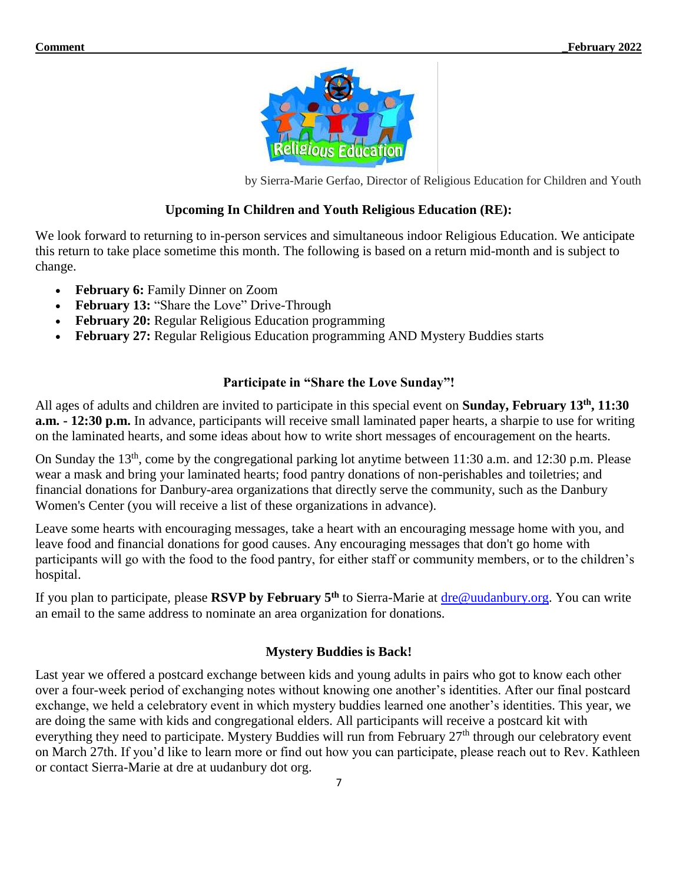by Sierra-Marie Gerfao, Director of Religious Education for Children and Youth

## Upcoming In Children and Youth Religious Education (RE):

We look forward to returning to in-person services and simultaneous indoor Religious Education. We anticipate this return to take place sometime this month. The following is based on a return mid-month and is subject to change.

- **February 6:** Family Dinner on Zoom
- **February 13:** "Share the Love" Drive-Through
- **February 20:** Regular Religious Education programming
- **February 27:** Regular Religious Education programming AND Mystery Buddies starts

## Participate in "Share the Love Sunday"!

All ages of adults and children are invited to participate in this special event on **Sunday, February 13th, 11:30 a.m. - 12:30 p.m.** In advance, participants will receive small laminated paper hearts, a sharpie to use for writing on the laminated hearts, and some ideas about how to write short messages of encouragement on the hearts.

On Sunday the 13th, come by the congregational parking lot anytime between 11:30 a.m. and 12:30 p.m. Please wear a mask and bring your laminated hearts; food pantry donations of non-perishables and toiletries; and financial donations for Danbury-area organizations that directly serve the community, such as the Danbury Women's Center (you will receive a list of these organizations in advance).

Leave some hearts with encouraging messages, take a heart with an encouraging message home with you, and leave food and financial donations for good causes. Any encouraging messages that don't go home with participants will go with the food to the food pantry, for either staff or community members, or to the children's hospital.

If you plan to participate, please **RSVP by February 5th** to Sierra-Marie at dre@uudanbury.org. You can write an email to the same address to nominate an area organization for donations.

## Mystery Buddies is Back!

Last year we offered a postcard exchange between kids and young adults in pairs who got to know each other over a four-week period of exchanging notes without knowing one another's identities. After our final postcard exchange, we held a celebratory event in which mystery buddies learned one another's identities. This year, we are doing the same with kids and congregational elders. All participants will receive a postcard kit with everything they need to participate. Mystery Buddies will run from February 27th through our celebratory event on March 27th. If you'd like to learn more or find out how you can participate, please reach out to Rev. Kathleen or contact Sierra-Marie at dre at uudanbury dot org.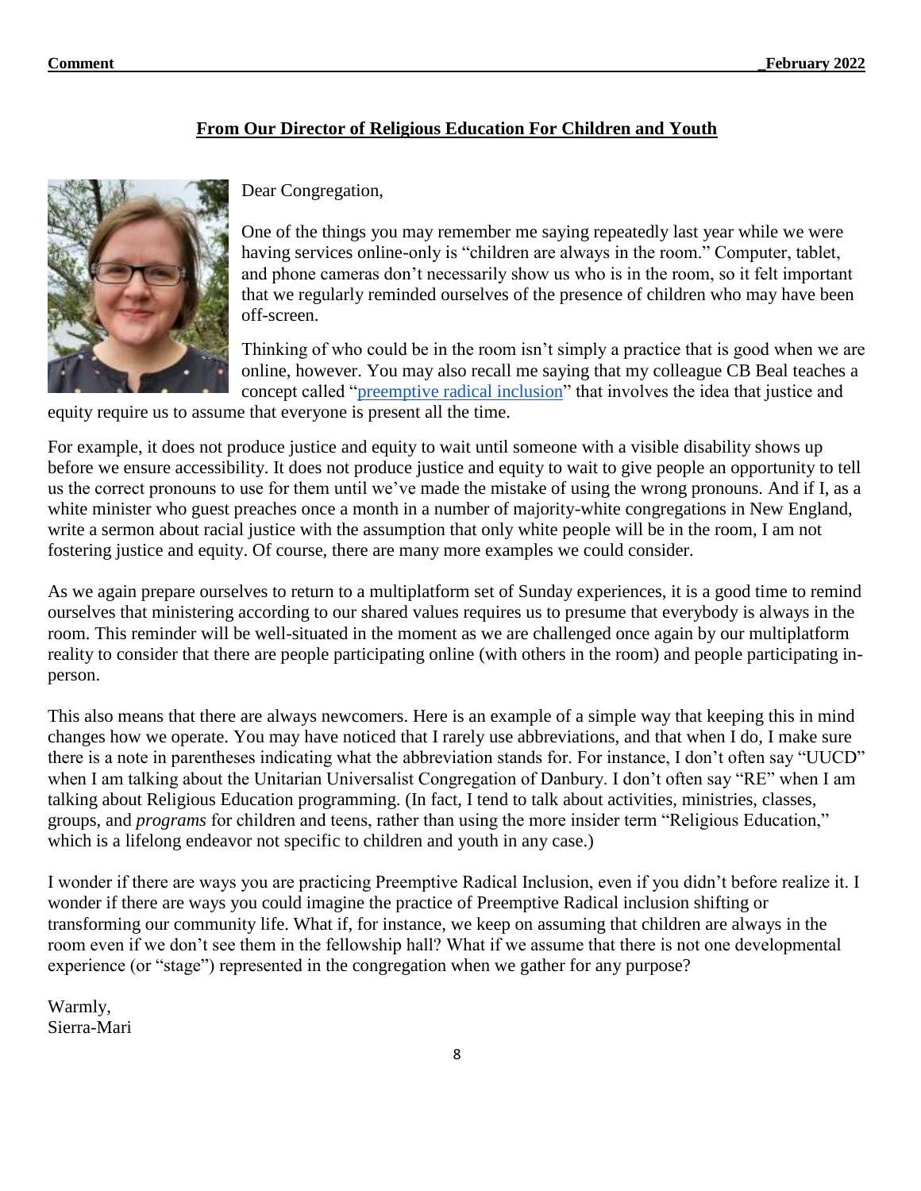## From Our Director of Religious Education For Children and Youth

Dear Congregation,

One of the things you may remember me saying repeatedly last year while we were having services online-only is "children are always in the room." Computer, tablet, and phone cameras don't necessarily show us who is in the room, so it felt important that we regularly reminded ourselves of the presence of children who may have been off-screen.

Thinking of who could be in the room isn't simply a practice that is good when we are online, however. You may also recall me saying that my colleague CB Beal teaches a concept called "preemptive radical inclusion" that involves the idea that justice and equity require us to assume that everyone is present all the time.

For example, it does not produce justice and equity to wait until someone with a visible disability shows up before we ensure accessibility. It does not produce justice and equity to wait to give people an opportunity to tell us the correct pronouns to use for them until we've made the mistake of using the wrong pronouns. And if I, as a white minister who guest preaches once a month in a number of majority-white congregations in New England, write a sermon about racial justice with the assumption that only white people will be in the room, I am not fostering justice and equity. Of course, there are many more examples we could consider.

As we again prepare ourselves to return to a multiplatform set of Sunday experiences, it is a good time to remind ourselves that ministering according to our shared values requires us to presume that everybody is always in the room. This reminder will be well-situated in the moment as we are challenged once again by our multiplatform reality to consider that there are people participating online (with others in the room) and people participating in-person.

This also means that there are always newcomers. Here is an example of a simple way that keeping this in mind changes how we operate. You may have noticed that I rarely use abbreviations, and that when I do, I make sure there is a note in parentheses indicating what the abbreviation stands for. For instance, I don't often say "UUCD" when I am talking about the Unitarian Universalist Congregation of Danbury. I don't often say "RE" when I am talking about Religious Education programming. (In fact, I tend to talk about activities, ministries, classes, groups, and *programs* for children and teens, rather than using the more insider term "Religious Education," which is a lifelong endeavor not specific to children and youth in any case.)

I wonder if there are ways you are practicing Preemptive Radical Inclusion, even if you didn't before realize it. I wonder if there are ways you could imagine the practice of Preemptive Radical inclusion shifting or transforming our community life. What if, for instance, we keep on assuming that children are always in the room even if we don't see them in the fellowship hall? What if we assume that there is not one developmental experience (or "stage") represented in the congregation when we gather for any purpose?

Warmly,
Sierra-Mari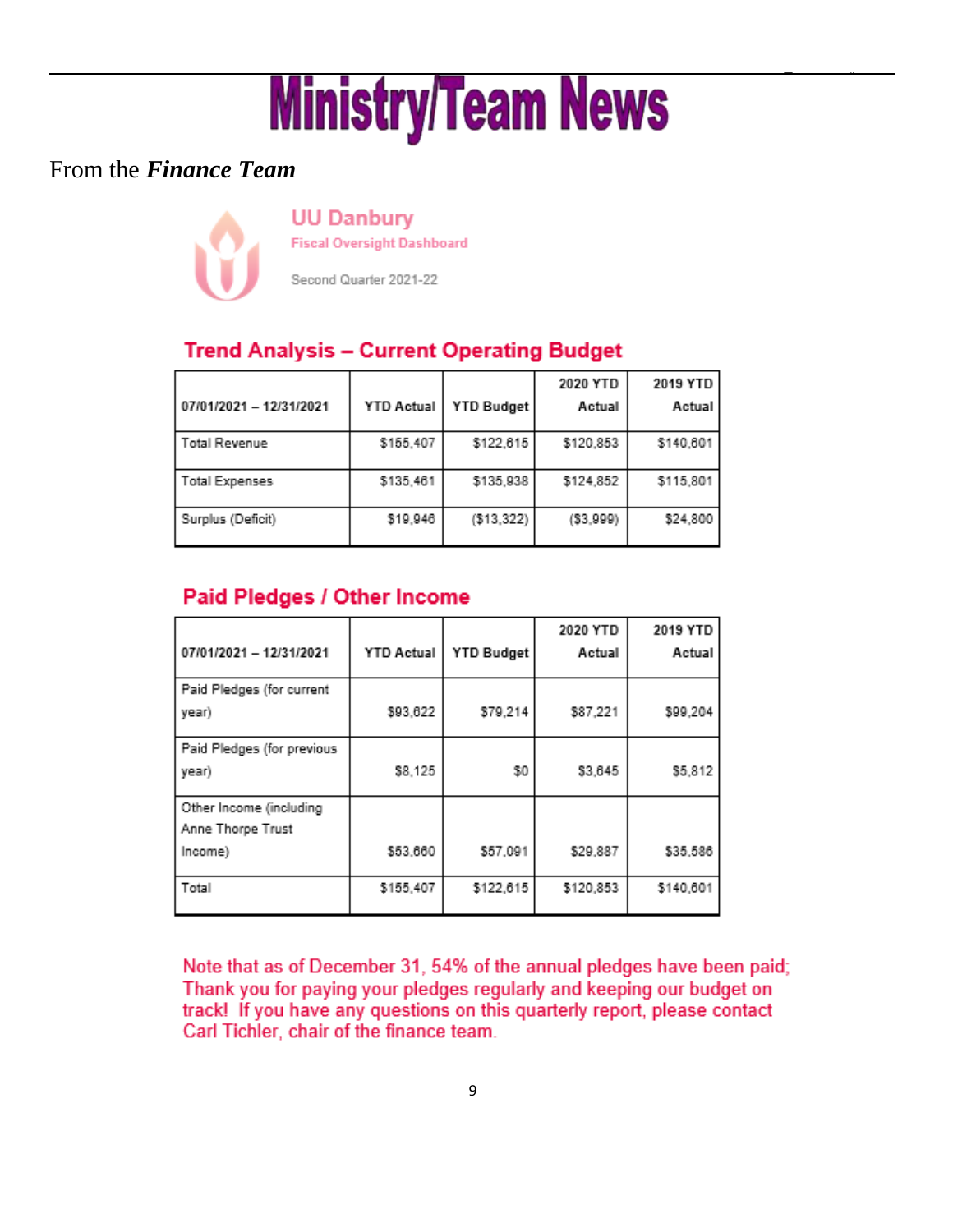# Ministry/Team News

From the ***Finance Team***

## UU Danbury

Fiscal Oversight Dashboard

Second Quarter 2021-22

### Trend Analysis – Current Operating Budget

| 07/01/2021 – 12/31/2021 | YTD Actual | YTD Budget | 2020 YTD Actual | 2019 YTD Actual |
|---|---|---|---|---|
| Total Revenue | $155,407 | $122,615 | $120,853 | $140,601 |
| Total Expenses | $135,461 | $135,938 | $124,852 | $115,801 |
| Surplus (Deficit) | $19,946 | ($13,322) | ($3,999) | $24,800 |

### Paid Pledges / Other Income

| 07/01/2021 – 12/31/2021 | YTD Actual | YTD Budget | 2020 YTD Actual | 2019 YTD Actual |
|---|---|---|---|---|
| Paid Pledges (for current year) | $93,622 | $79,214 | $87,221 | $99,204 |
| Paid Pledges (for previous year) | $8,125 | $0 | $3,645 | $5,812 |
| Other Income (including Anne Thorpe Trust Income) | $53,660 | $57,091 | $29,887 | $35,586 |
| Total | $155,407 | $122,615 | $120,853 | $140,601 |

Note that as of December 31, 54% of the annual pledges have been paid; Thank you for paying your pledges regularly and keeping our budget on track! If you have any questions on this quarterly report, please contact Carl Tichler, chair of the finance team.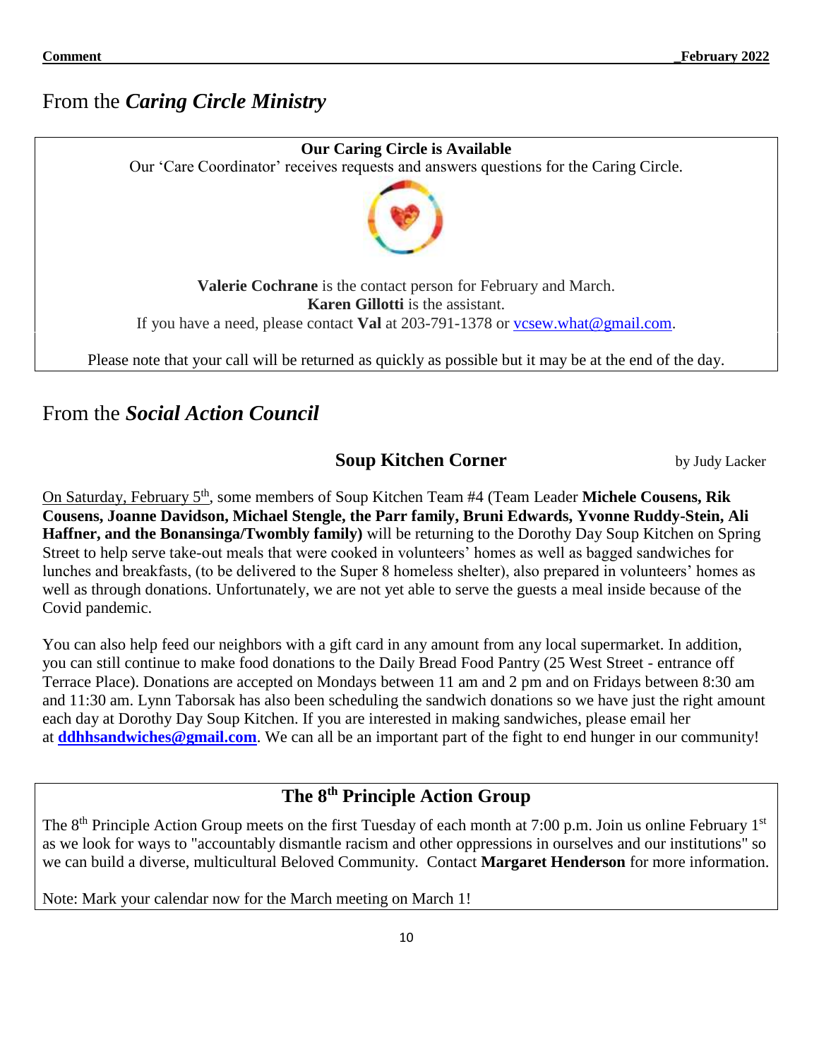## From the ***Caring Circle Ministry***

**Our Caring Circle is Available**

Our 'Care Coordinator' receives requests and answers questions for the Caring Circle.

**Valerie Cochrane** is the contact person for February and March.
**Karen Gillotti** is the assistant.
If you have a need, please contact **Val** at 203-791-1378 or vcsew.what@gmail.com.

Please note that your call will be returned as quickly as possible but it may be at the end of the day.

## From the ***Social Action Council***

### Soup Kitchen Corner

by Judy Lacker

On Saturday, February 5th, some members of Soup Kitchen Team #4 (Team Leader **Michele Cousens, Rik Cousens, Joanne Davidson, Michael Stengle, the Parr family, Bruni Edwards, Yvonne Ruddy-Stein, Ali Haffner, and the Bonansinga/Twombly family)** will be returning to the Dorothy Day Soup Kitchen on Spring Street to help serve take-out meals that were cooked in volunteers' homes as well as bagged sandwiches for lunches and breakfasts, (to be delivered to the Super 8 homeless shelter), also prepared in volunteers' homes as well as through donations. Unfortunately, we are not yet able to serve the guests a meal inside because of the Covid pandemic.

You can also help feed our neighbors with a gift card in any amount from any local supermarket. In addition, you can still continue to make food donations to the Daily Bread Food Pantry (25 West Street - entrance off Terrace Place). Donations are accepted on Mondays between 11 am and 2 pm and on Fridays between 8:30 am and 11:30 am. Lynn Taborsak has also been scheduling the sandwich donations so we have just the right amount each day at Dorothy Day Soup Kitchen. If you are interested in making sandwiches, please email her at **ddhhsandwiches@gmail.com**. We can all be an important part of the fight to end hunger in our community!

### The 8th Principle Action Group

The 8th Principle Action Group meets on the first Tuesday of each month at 7:00 p.m. Join us online February 1st as we look for ways to "accountably dismantle racism and other oppressions in ourselves and our institutions" so we can build a diverse, multicultural Beloved Community. Contact **Margaret Henderson** for more information.

Note: Mark your calendar now for the March meeting on March 1!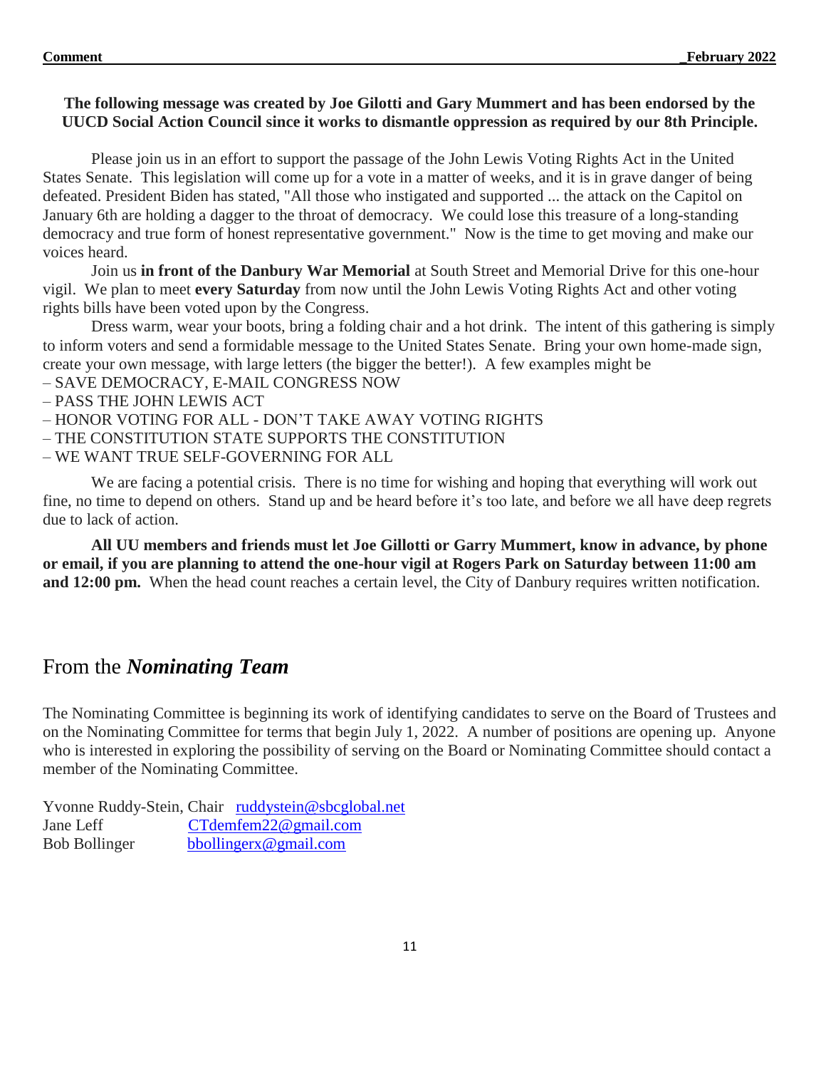**The following message was created by Joe Gilotti and Gary Mummert and has been endorsed by the UUCD Social Action Council since it works to dismantle oppression as required by our 8th Principle.**

Please join us in an effort to support the passage of the John Lewis Voting Rights Act in the United States Senate. This legislation will come up for a vote in a matter of weeks, and it is in grave danger of being defeated. President Biden has stated, "All those who instigated and supported ... the attack on the Capitol on January 6th are holding a dagger to the throat of democracy. We could lose this treasure of a long-standing democracy and true form of honest representative government." Now is the time to get moving and make our voices heard.

Join us **in front of the Danbury War Memorial** at South Street and Memorial Drive for this one-hour vigil. We plan to meet **every Saturday** from now until the John Lewis Voting Rights Act and other voting rights bills have been voted upon by the Congress.

Dress warm, wear your boots, bring a folding chair and a hot drink. The intent of this gathering is simply to inform voters and send a formidable message to the United States Senate. Bring your own home-made sign, create your own message, with large letters (the bigger the better!). A few examples might be

– SAVE DEMOCRACY, E-MAIL CONGRESS NOW
– PASS THE JOHN LEWIS ACT
– HONOR VOTING FOR ALL - DON'T TAKE AWAY VOTING RIGHTS
– THE CONSTITUTION STATE SUPPORTS THE CONSTITUTION
– WE WANT TRUE SELF-GOVERNING FOR ALL

We are facing a potential crisis. There is no time for wishing and hoping that everything will work out fine, no time to depend on others. Stand up and be heard before it's too late, and before we all have deep regrets due to lack of action.

**All UU members and friends must let Joe Gillotti or Garry Mummert, know in advance, by phone or email, if you are planning to attend the one-hour vigil at Rogers Park on Saturday between 11:00 am and 12:00 pm.** When the head count reaches a certain level, the City of Danbury requires written notification.

## From the ***Nominating Team***

The Nominating Committee is beginning its work of identifying candidates to serve on the Board of Trustees and on the Nominating Committee for terms that begin July 1, 2022. A number of positions are opening up. Anyone who is interested in exploring the possibility of serving on the Board or Nominating Committee should contact a member of the Nominating Committee.

Yvonne Ruddy-Stein, Chair ruddystein@sbcglobal.net
Jane Leff CTdemfem22@gmail.com
Bob Bollinger bbollingerx@gmail.com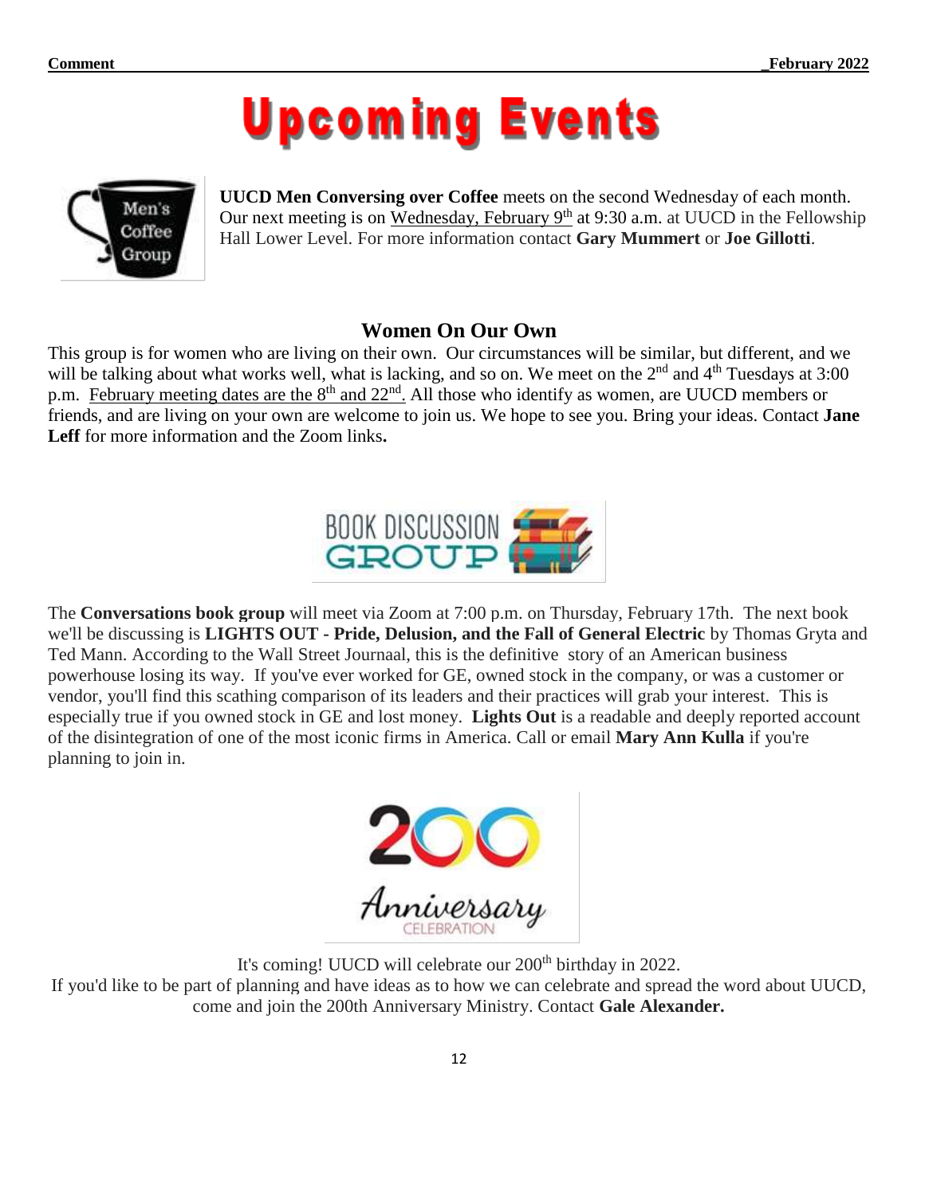# Upcoming Events

**UUCD Men Conversing over Coffee** meets on the second Wednesday of each month. Our next meeting is on Wednesday, February 9th at 9:30 a.m. at UUCD in the Fellowship Hall Lower Level. For more information contact **Gary Mummert** or **Joe Gillotti**.

### Women On Our Own

This group is for women who are living on their own. Our circumstances will be similar, but different, and we will be talking about what works well, what is lacking, and so on. We meet on the 2nd and 4th Tuesdays at 3:00 p.m. February meeting dates are the 8th and 22nd. All those who identify as women, are UUCD members or friends, and are living on your own are welcome to join us. We hope to see you. Bring your ideas. Contact **Jane Leff** for more information and the Zoom links**.**

The **Conversations book group** will meet via Zoom at 7:00 p.m. on Thursday, February 17th. The next book we'll be discussing is **LIGHTS OUT - Pride, Delusion, and the Fall of General Electric** by Thomas Gryta and Ted Mann. According to the Wall Street Journaal, this is the definitive story of an American business powerhouse losing its way. If you've ever worked for GE, owned stock in the company, or was a customer or vendor, you'll find this scathing comparison of its leaders and their practices will grab your interest. This is especially true if you owned stock in GE and lost money. **Lights Out** is a readable and deeply reported account of the disintegration of one of the most iconic firms in America. Call or email **Mary Ann Kulla** if you're planning to join in.

It's coming! UUCD will celebrate our 200th birthday in 2022.
If you'd like to be part of planning and have ideas as to how we can celebrate and spread the word about UUCD, come and join the 200th Anniversary Ministry. Contact **Gale Alexander.**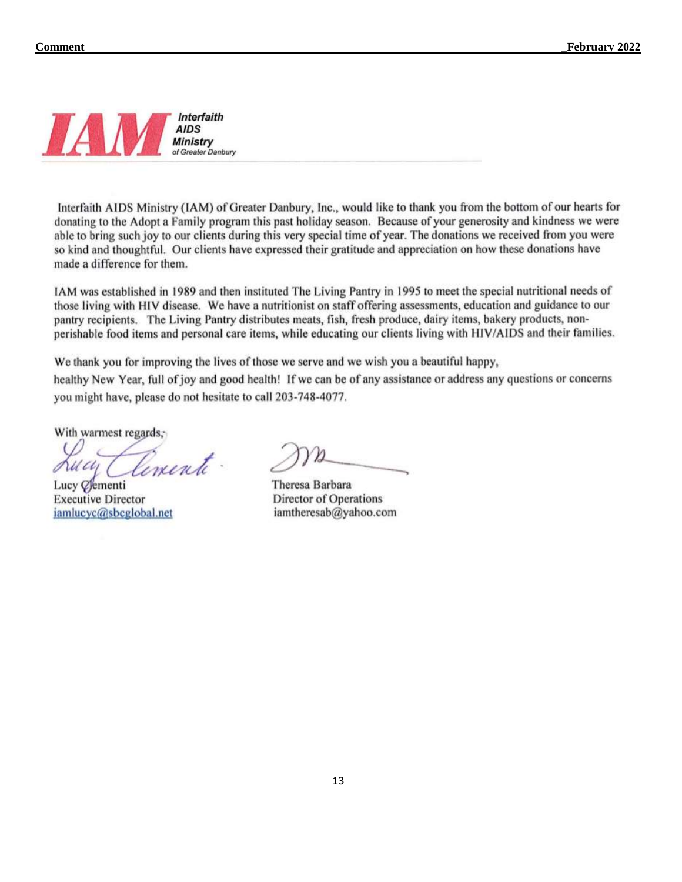**IAM** *Interfaith AIDS Ministry of Greater Danbury*

Interfaith AIDS Ministry (IAM) of Greater Danbury, Inc., would like to thank you from the bottom of our hearts for donating to the Adopt a Family program this past holiday season. Because of your generosity and kindness we were able to bring such joy to our clients during this very special time of year. The donations we received from you were so kind and thoughtful. Our clients have expressed their gratitude and appreciation on how these donations have made a difference for them.

IAM was established in 1989 and then instituted The Living Pantry in 1995 to meet the special nutritional needs of those living with HIV disease. We have a nutritionist on staff offering assessments, education and guidance to our pantry recipients. The Living Pantry distributes meats, fish, fresh produce, dairy items, bakery products, non-perishable food items and personal care items, while educating our clients living with HIV/AIDS and their families.

We thank you for improving the lives of those we serve and we wish you a beautiful happy, healthy New Year, full of joy and good health! If we can be of any assistance or address any questions or concerns you might have, please do not hesitate to call 203-748-4077.

With warmest regards,

Lucy Clementi
Executive Director
iamlucyc@sbcglobal.net

Theresa Barbara
Director of Operations
iamtheresab@yahoo.com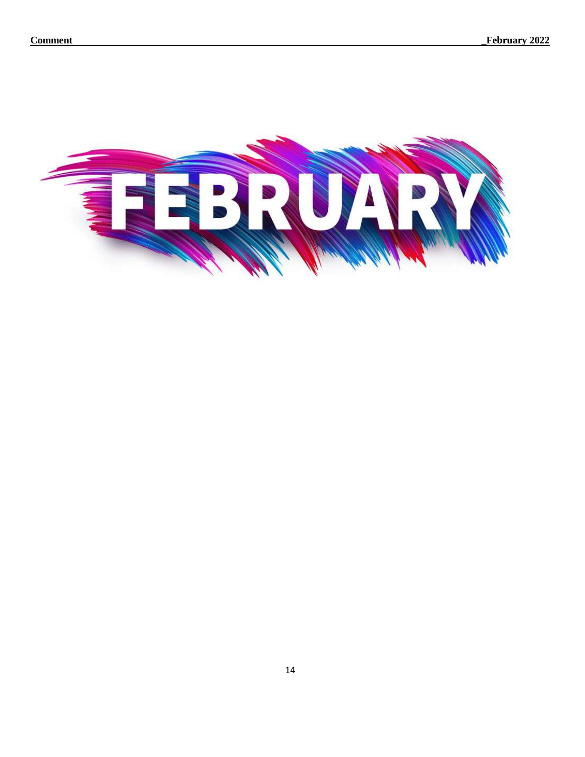FEBRUARY